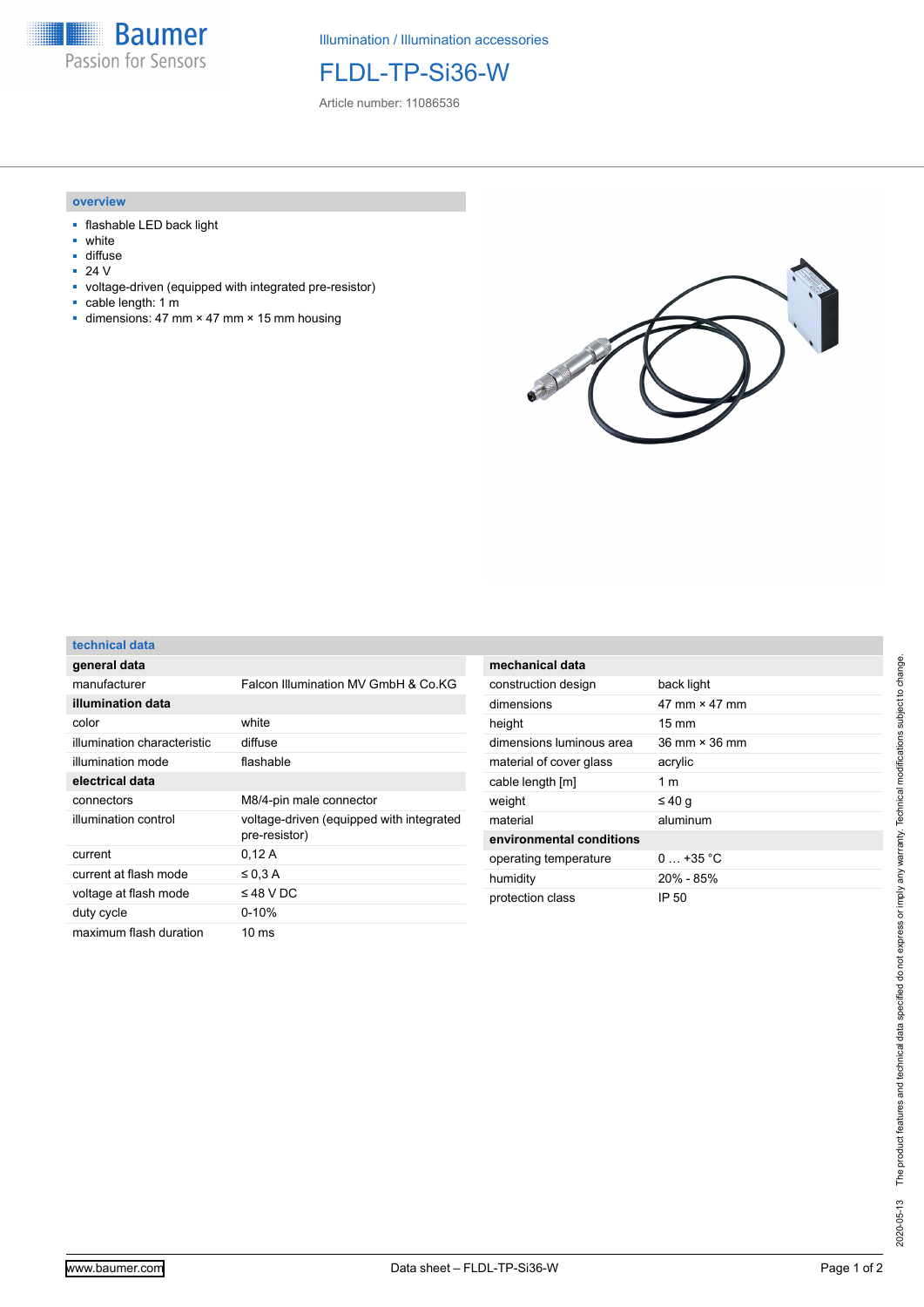Illumination / Illumination accessories

# FLDL-TP-Si36-W

Article number: 11086536

## overview

- flashable LED back light
- white
- diffuse
- 24 V
- voltage-driven (equipped with integrated pre-resistor)
- cable length: 1 m
- dimensions: 47 mm × 47 mm × 15 mm housing

## technical data

| **general data** | |
|---|---|
| manufacturer | Falcon Illumination MV GmbH & Co.KG |
| **illumination data** | |
| color | white |
| illumination characteristic | diffuse |
| illumination mode | flashable |
| **electrical data** | |
| connectors | M8/4-pin male connector |
| illumination control | voltage-driven (equipped with integrated pre-resistor) |
| current | 0,12 A |
| current at flash mode | ≤ 0,3 A |
| voltage at flash mode | ≤ 48 V DC |
| duty cycle | 0-10% |
| maximum flash duration | 10 ms |

| **mechanical data** | |
|---|---|
| construction design | back light |
| dimensions | 47 mm × 47 mm |
| height | 15 mm |
| dimensions luminous area | 36 mm × 36 mm |
| material of cover glass | acrylic |
| cable length [m] | 1 m |
| weight | ≤ 40 g |
| material | aluminum |
| **environmental conditions** | |
| operating temperature | 0 … +35 °C |
| humidity | 20% - 85% |
| protection class | IP 50 |

2020-05-13 The product features and technical data specified do not express or imply any warranty. Technical modifications subject to change.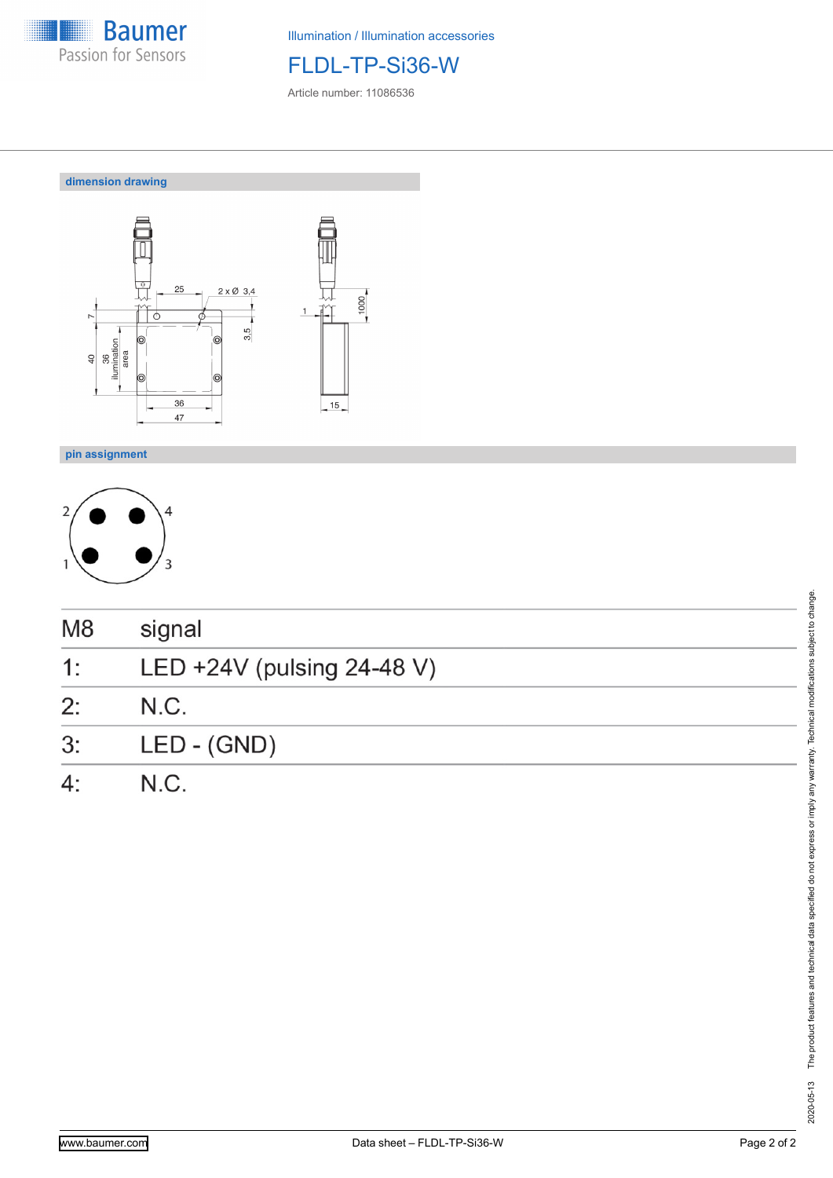Illumination / Illumination accessories

# FLDL-TP-Si36-W

Article number: 11086536

## dimension drawing

25
2 x Ø 3,4
7
3,5
40
36
illumination area
36
47
1
1000
15

## pin assignment

2
4
1
3

| M8 | signal |
|---|---|
| 1: | LED +24V (pulsing 24-48 V) |
| 2: | N.C. |
| 3: | LED - (GND) |
| 4: | N.C. |

2020-05-13 The product features and technical data specified do not express or imply any warranty. Technical modifications subject to change.